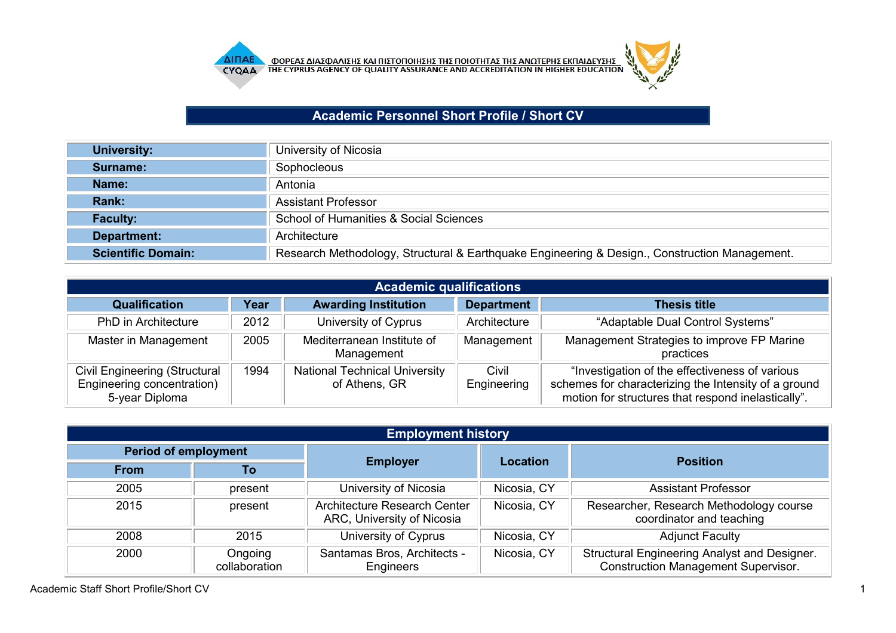ΦΟΡΕΑΣ ΔΙΑΣΦΑΛΙΣΗΣ ΚΑΙ ΠΙΣΤΟΠΟΙΗΣΗΣ ΤΗΣ ΠΟΙΟΤΗΤΑΣ ΤΗΣ ΑΝΩΤΕΡΗΣ ΕΚΠΑΙΔΕΥΣΗΣ
THE CYPRUS AGENCY OF QUALITY ASSURANCE AND ACCREDITATION IN HIGHER EDUCATION

# Academic Personnel Short Profile / Short CV

| | |
|---|---|
| **University:** | University of Nicosia |
| **Surname:** | Sophocleous |
| **Name:** | Antonia |
| **Rank:** | Assistant Professor |
| **Faculty:** | School of Humanities & Social Sciences |
| **Department:** | Architecture |
| **Scientific Domain:** | Research Methodology, Structural & Earthquake Engineering & Design., Construction Management. |

## Academic qualifications

| Qualification | Year | Awarding Institution | Department | Thesis title |
|---|---|---|---|---|
| PhD in Architecture | 2012 | University of Cyprus | Architecture | "Adaptable Dual Control Systems" |
| Master in Management | 2005 | Mediterranean Institute of Management | Management | Management Strategies to improve FP Marine practices |
| Civil Engineering (Structural Engineering concentration) 5-year Diploma | 1994 | National Technical University of Athens, GR | Civil Engineering | "Investigation of the effectiveness of various schemes for characterizing the Intensity of a ground motion for structures that respond inelastically". |

## Employment history

| Period of employment | | Employer | Location | Position |
|---|---|---|---|---|
| From | To | | | |
| 2005 | present | University of Nicosia | Nicosia, CY | Assistant Professor |
| 2015 | present | Architecture Research Center ARC, University of Nicosia | Nicosia, CY | Researcher, Research Methodology course coordinator and teaching |
| 2008 | 2015 | University of Cyprus | Nicosia, CY | Adjunct Faculty |
| 2000 | Ongoing collaboration | Santamas Bros, Architects - Engineers | Nicosia, CY | Structural Engineering Analyst and Designer. Construction Management Supervisor. |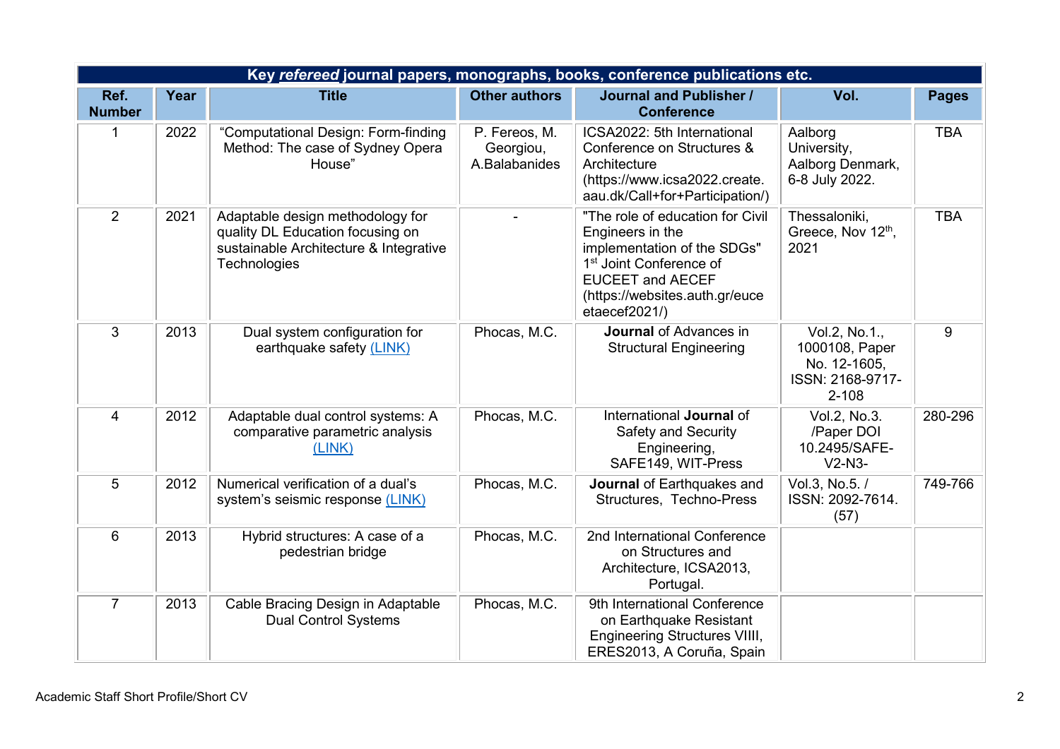| Key ***refereed*** journal papers, monographs, books, conference publications etc. | | | | | | |
|---|---|---|---|---|---|---|
| **Ref. Number** | **Year** | **Title** | **Other authors** | **Journal and Publisher / Conference** | **Vol.** | **Pages** |
| 1 | 2022 | "Computational Design: Form-finding Method: The case of Sydney Opera House" | P. Fereos, M. Georgiou, A.Balabanides | ICSA2022: 5th International Conference on Structures & Architecture (https://www.icsa2022.create.aau.dk/Call+for+Participation/) | Aalborg University, Aalborg Denmark, 6-8 July 2022. | TBA |
| 2 | 2021 | Adaptable design methodology for quality DL Education focusing on sustainable Architecture & Integrative Technologies | - | "The role of education for Civil Engineers in the implementation of the SDGs" 1st Joint Conference of EUCEET and AECEF (https://websites.auth.gr/euceetaecef2021/) | Thessaloniki, Greece, Nov 12th, 2021 | TBA |
| 3 | 2013 | Dual system configuration for earthquake safety (LINK) | Phocas, M.C. | **Journal** of Advances in Structural Engineering | Vol.2, No.1., 1000108, Paper No. 12-1605, ISSN: 2168-9717-2-108 | 9 |
| 4 | 2012 | Adaptable dual control systems: A comparative parametric analysis (LINK) | Phocas, M.C. | International **Journal** of Safety and Security Engineering, SAFE149, WIT-Press | Vol.2, No.3. /Paper DOI 10.2495/SAFE-V2-N3- | 280-296 |
| 5 | 2012 | Numerical verification of a dual's system's seismic response (LINK) | Phocas, M.C. | **Journal** of Earthquakes and Structures, Techno-Press | Vol.3, No.5. / ISSN: 2092-7614. (57) | 749-766 |
| 6 | 2013 | Hybrid structures: A case of a pedestrian bridge | Phocas, M.C. | 2nd International Conference on Structures and Architecture, ICSA2013, Portugal. | | |
| 7 | 2013 | Cable Bracing Design in Adaptable Dual Control Systems | Phocas, M.C. | 9th International Conference on Earthquake Resistant Engineering Structures VIIII, ERES2013, A Coruña, Spain | | |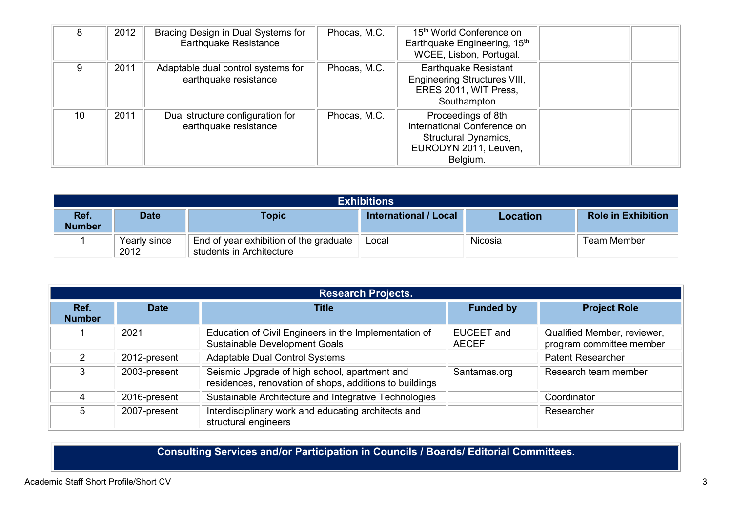| | | | | | | |
|---|---|---|---|---|---|---|
| 8 | 2012 | Bracing Design in Dual Systems for Earthquake Resistance | Phocas, M.C. | 15th World Conference on Earthquake Engineering, 15th WCEE, Lisbon, Portugal. | | |
| 9 | 2011 | Adaptable dual control systems for earthquake resistance | Phocas, M.C. | Earthquake Resistant Engineering Structures VIII, ERES 2011, WIT Press, Southampton | | |
| 10 | 2011 | Dual structure configuration for earthquake resistance | Phocas, M.C. | Proceedings of 8th International Conference on Structural Dynamics, EURODYN 2011, Leuven, Belgium. | | |

## Exhibitions

| Ref. Number | Date | Topic | International / Local | Location | Role in Exhibition |
|---|---|---|---|---|---|
| 1 | Yearly since 2012 | End of year exhibition of the graduate students in Architecture | Local | Nicosia | Team Member |

## Research Projects.

| Ref. Number | Date | Title | Funded by | Project Role |
|---|---|---|---|---|
| 1 | 2021 | Education of Civil Engineers in the Implementation of Sustainable Development Goals | EUCEET and AECEF | Qualified Member, reviewer, program committee member |
| 2 | 2012-present | Adaptable Dual Control Systems | | Patent Researcher |
| 3 | 2003-present | Seismic Upgrade of high school, apartment and residences, renovation of shops, additions to buildings | Santamas.org | Research team member |
| 4 | 2016-present | Sustainable Architecture and Integrative Technologies | | Coordinator |
| 5 | 2007-present | Interdisciplinary work and educating architects and structural engineers | | Researcher |

## Consulting Services and/or Participation in Councils / Boards/ Editorial Committees.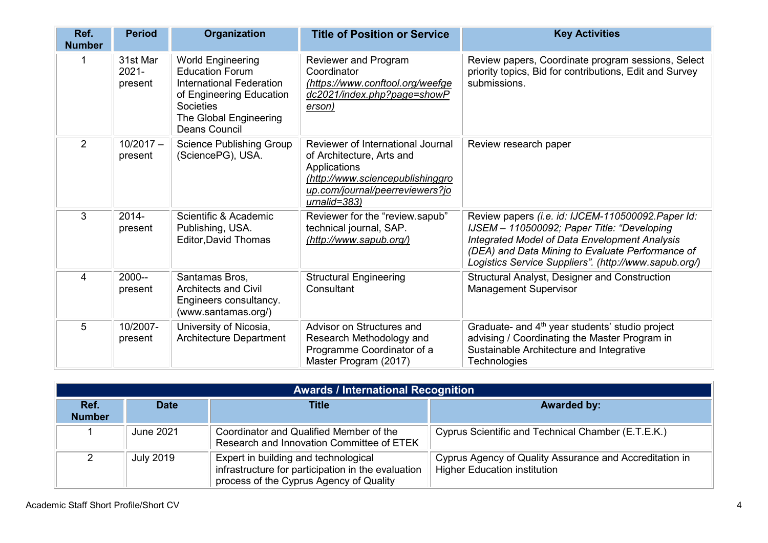| Ref. Number | Period | Organization | Title of Position or Service | Key Activities |
|---|---|---|---|---|
| 1 | 31st Mar 2021- present | World Engineering Education Forum International Federation of Engineering Education Societies The Global Engineering Deans Council | Reviewer and Program Coordinator *(https://www.conftool.org/weefgedc2021/index.php?page=showPerson)* | Review papers, Coordinate program sessions, Select priority topics, Bid for contributions, Edit and Survey submissions. |
| 2 | 10/2017 – present | Science Publishing Group (SciencePG), USA. | Reviewer of International Journal of Architecture, Arts and Applications *(http://www.sciencepublishinggroup.com/journal/peerreviewers?journalid=383)* | Review research paper |
| 3 | 2014- present | Scientific & Academic Publishing, USA. Editor,David Thomas | Reviewer for the "review.sapub" technical journal, SAP. *(http://www.sapub.org/)* | Review papers *(i.e. id: IJCEM-110500092.Paper Id: IJSEM – 110500092; Paper Title: "Developing Integrated Model of Data Envelopment Analysis (DEA) and Data Mining to Evaluate Performance of Logistics Service Suppliers". (http://www.sapub.org/)* |
| 4 | 2000-- present | Santamas Bros, Architects and Civil Engineers consultancy. (www.santamas.org/) | Structural Engineering Consultant | Structural Analyst, Designer and Construction Management Supervisor |
| 5 | 10/2007- present | University of Nicosia, Architecture Department | Advisor on Structures and Research Methodology and Programme Coordinator of a Master Program (2017) | Graduate- and 4th year students' studio project advising / Coordinating the Master Program in Sustainable Architecture and Integrative Technologies |

| Awards / International Recognition | | | |
|---|---|---|---|
| **Ref. Number** | **Date** | **Title** | **Awarded by:** |
| 1 | June 2021 | Coordinator and Qualified Member of the Research and Innovation Committee of ETEK | Cyprus Scientific and Technical Chamber (E.T.E.K.) |
| 2 | July 2019 | Expert in building and technological infrastructure for participation in the evaluation process of the Cyprus Agency of Quality | Cyprus Agency of Quality Assurance and Accreditation in Higher Education institution |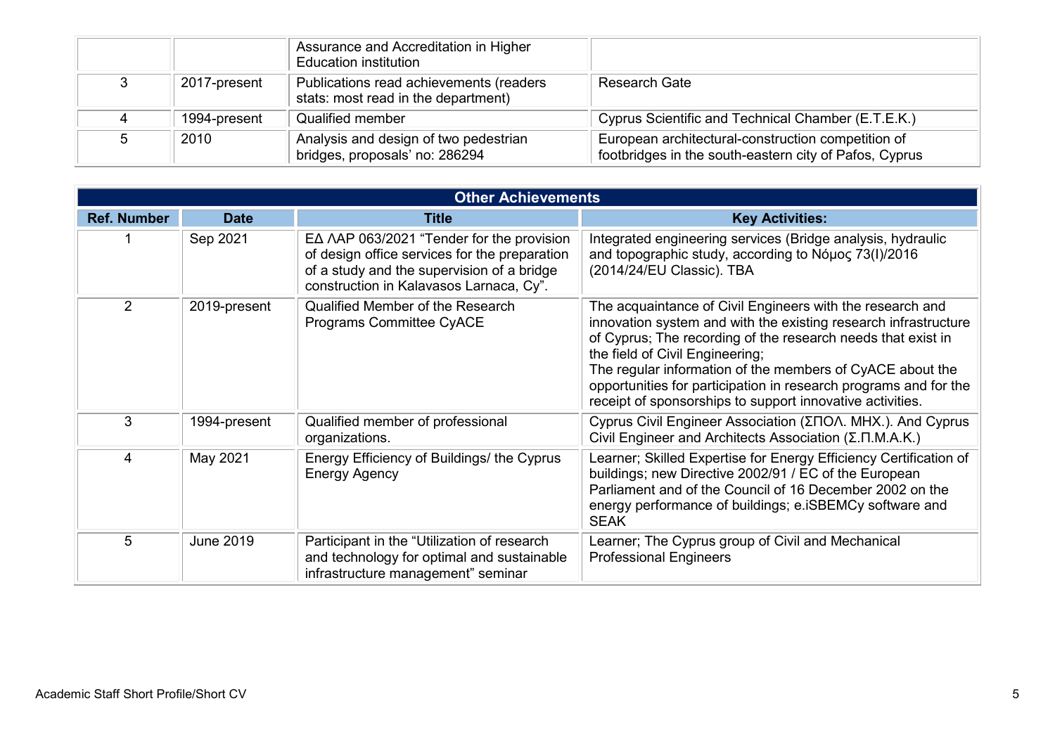| | | | |
|---|---|---|---|
| | | Assurance and Accreditation in Higher Education institution | |
| 3 | 2017-present | Publications read achievements (readers stats: most read in the department) | Research Gate |
| 4 | 1994-present | Qualified member | Cyprus Scientific and Technical Chamber (E.T.E.K.) |
| 5 | 2010 | Analysis and design of two pedestrian bridges, proposals' no: 286294 | European architectural-construction competition of footbridges in the south-eastern city of Pafos, Cyprus |

| Other Achievements | | | |
|---|---|---|---|
| **Ref. Number** | **Date** | **Title** | **Key Activities:** |
| 1 | Sep 2021 | ΕΔ ΛΑΡ 063/2021 "Tender for the provision of design office services for the preparation of a study and the supervision of a bridge construction in Kalavasos Larnaca, Cy". | Integrated engineering services (Bridge analysis, hydraulic and topographic study, according to Νόμος 73(Ι)/2016 (2014/24/EU Classic). TBA |
| 2 | 2019-present | Qualified Member of the Research Programs Committee CyACE | The acquaintance of Civil Engineers with the research and innovation system and with the existing research infrastructure of Cyprus; The recording of the research needs that exist in the field of Civil Engineering;<br>The regular information of the members of CyACE about the opportunities for participation in research programs and for the receipt of sponsorships to support innovative activities. |
| 3 | 1994-present | Qualified member of professional organizations. | Cyprus Civil Engineer Association (ΣΠΟΛ. ΜΗΧ.). And Cyprus Civil Engineer and Architects Association (Σ.Π.Μ.Α.Κ.) |
| 4 | May 2021 | Energy Efficiency of Buildings/ the Cyprus Energy Agency | Learner; Skilled Expertise for Energy Efficiency Certification of buildings; new Directive 2002/91 / EC of the European Parliament and of the Council of 16 December 2002 on the energy performance of buildings; e.iSBEMCy software and SEAK |
| 5 | June 2019 | Participant in the "Utilization of research and technology for optimal and sustainable infrastructure management" seminar | Learner; The Cyprus group of Civil and Mechanical Professional Engineers |